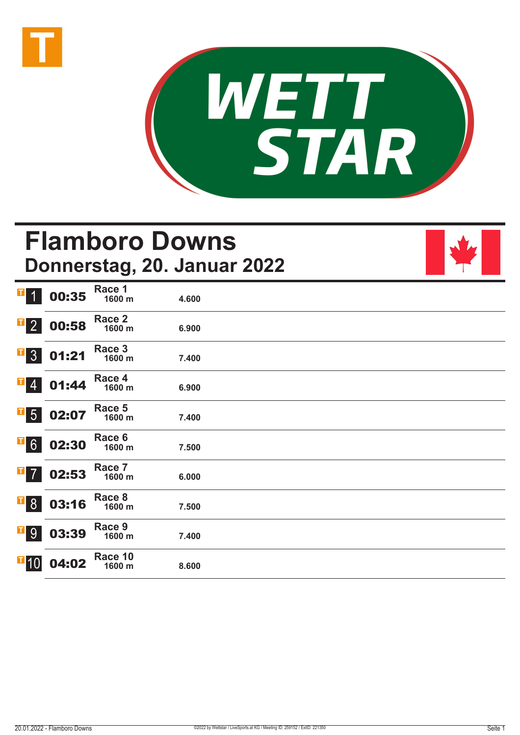# Flamboro Downs

## Donnerstag, 20. Januar 2022

| Nr. | Zeit | Rennen | Distanz | Preisgeld |
|---|---|---|---|---|
| 1 | 00:35 | Race 1 | 1600 m | 4.600 |
| 2 | 00:58 | Race 2 | 1600 m | 6.900 |
| 3 | 01:21 | Race 3 | 1600 m | 7.400 |
| 4 | 01:44 | Race 4 | 1600 m | 6.900 |
| 5 | 02:07 | Race 5 | 1600 m | 7.400 |
| 6 | 02:30 | Race 6 | 1600 m | 7.500 |
| 7 | 02:53 | Race 7 | 1600 m | 6.000 |
| 8 | 03:16 | Race 8 | 1600 m | 7.500 |
| 9 | 03:39 | Race 9 | 1600 m | 7.400 |
| 10 | 04:02 | Race 10 | 1600 m | 8.600 |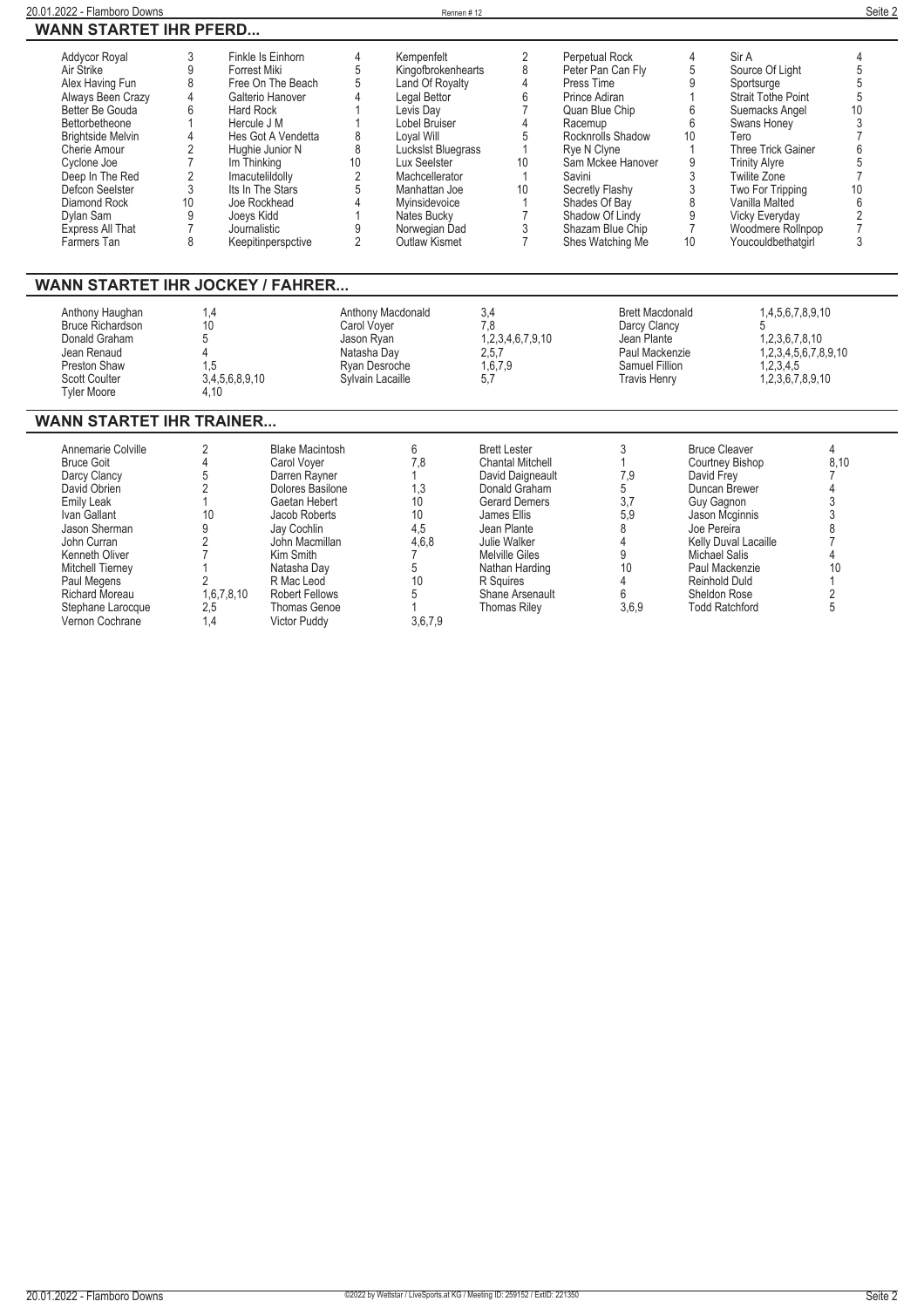## WANN STARTET IHR PFERD...

| Pferd | Rennen | Pferd | Rennen | Pferd | Rennen | Pferd | Rennen | Pferd | Rennen |
|---|---|---|---|---|---|---|---|---|---|
| Addycor Royal | 3 | Finkle Is Einhorn | 4 | Kempenfelt | 2 | Perpetual Rock | 4 | Sir A | 4 |
| Air Strike | 9 | Forrest Miki | 5 | Kingofbrokenhearts | 8 | Peter Pan Can Fly | 5 | Source Of Light | 5 |
| Alex Having Fun | 8 | Free On The Beach | 5 | Land Of Royalty | 4 | Press Time | 9 | Sportsurge | 5 |
| Always Been Crazy | 4 | Galterio Hanover | 4 | Legal Bettor | 6 | Prince Adiran | 1 | Strait Tothe Point | 5 |
| Better Be Gouda | 6 | Hard Rock | 1 | Levis Day | 7 | Quan Blue Chip | 6 | Suemacks Angel | 10 |
| Bettorbetheone | 1 | Hercule J M | 1 | Lobel Bruiser | 4 | Racemup | 6 | Swans Honey | 3 |
| Brightside Melvin | 4 | Hes Got A Vendetta | 8 | Loyal Will | 5 | Rocknrolls Shadow | 10 | Tero | 7 |
| Cherie Amour | 2 | Hughie Junior N | 8 | Luckslst Bluegrass | 1 | Rye N Clyne | 1 | Three Trick Gainer | 6 |
| Cyclone Joe | 7 | Im Thinking | 10 | Lux Seelster | 10 | Sam Mckee Hanover | 9 | Trinity Alyre | 5 |
| Deep In The Red | 2 | Imacutelildolly | 2 | Machcellerator | 1 | Savini | 3 | Twilite Zone | 7 |
| Defcon Seelster | 3 | Its In The Stars | 5 | Manhattan Joe | 10 | Secretly Flashy | 3 | Two For Tripping | 10 |
| Diamond Rock | 10 | Joe Rockhead | 4 | Myinsidevoice | 1 | Shades Of Bay | 8 | Vanilla Malted | 6 |
| Dylan Sam | 9 | Joeys Kidd | 1 | Nates Bucky | 7 | Shadow Of Lindy | 9 | Vicky Everyday | 2 |
| Express All That | 7 | Journalistic | 9 | Norwegian Dad | 3 | Shazam Blue Chip | 7 | Woodmere Rollnpop | 7 |
| Farmers Tan | 8 | Keepitinperspctive | 2 | Outlaw Kismet | 7 | Shes Watching Me | 10 | Youcouldbethatgirl | 3 |

## WANN STARTET IHR JOCKEY / FAHRER...

| Jockey / Fahrer | Rennen | Jockey / Fahrer | Rennen | Jockey / Fahrer | Rennen |
|---|---|---|---|---|---|
| Anthony Haughan | 1,4 | Anthony Macdonald | 3,4 | Brett Macdonald | 1,4,5,6,7,8,9,10 |
| Bruce Richardson | 10 | Carol Voyer | 7,8 | Darcy Clancy | 5 |
| Donald Graham | 5 | Jason Ryan | 1,2,3,4,6,7,9,10 | Jean Plante | 1,2,3,6,7,8,10 |
| Jean Renaud | 4 | Natasha Day | 2,5,7 | Paul Mackenzie | 1,2,3,4,5,6,7,8,9,10 |
| Preston Shaw | 1,5 | Ryan Desroche | 1,6,7,9 | Samuel Fillion | 1,2,3,4,5 |
| Scott Coulter | 3,4,5,6,8,9,10 | Sylvain Lacaille | 5,7 | Travis Henry | 1,2,3,6,7,8,9,10 |
| Tyler Moore | 4,10 | | | | |

## WANN STARTET IHR TRAINER...

| Trainer | Rennen | Trainer | Rennen | Trainer | Rennen | Trainer | Rennen |
|---|---|---|---|---|---|---|---|
| Annemarie Colville | 2 | Blake Macintosh | 6 | Brett Lester | 3 | Bruce Cleaver | 4 |
| Bruce Goit | 4 | Carol Voyer | 7,8 | Chantal Mitchell | 1 | Courtney Bishop | 8,10 |
| Darcy Clancy | 5 | Darren Rayner | 1 | David Daigneault | 7,9 | David Frey | 7 |
| David Obrien | 2 | Dolores Basilone | 1,3 | Donald Graham | 5 | Duncan Brewer | 4 |
| Emily Leak | 1 | Gaetan Hebert | 10 | Gerard Demers | 3,7 | Guy Gagnon | 3 |
| Ivan Gallant | 10 | Jacob Roberts | 10 | James Ellis | 5,9 | Jason Mcginnis | 3 |
| Jason Sherman | 9 | Jay Cochlin | 4,5 | Jean Plante | 8 | Joe Pereira | 8 |
| John Curran | 2 | John Macmillan | 4,6,8 | Julie Walker | 4 | Kelly Duval Lacaille | 7 |
| Kenneth Oliver | 7 | Kim Smith | 7 | Melville Giles | 9 | Michael Salis | 4 |
| Mitchell Tierney | 1 | Natasha Day | 5 | Nathan Harding | 10 | Paul Mackenzie | 10 |
| Paul Megens | 2 | R Mac Leod | 10 | R Squires | 4 | Reinhold Duld | 1 |
| Richard Moreau | 1,6,7,8,10 | Robert Fellows | 5 | Shane Arsenault | 6 | Sheldon Rose | 2 |
| Stephane Larocque | 2,5 | Thomas Genoe | 1 | Thomas Riley | 3,6,9 | Todd Ratchford | 5 |
| Vernon Cochrane | 1,4 | Victor Puddy | 3,6,7,9 | | | | |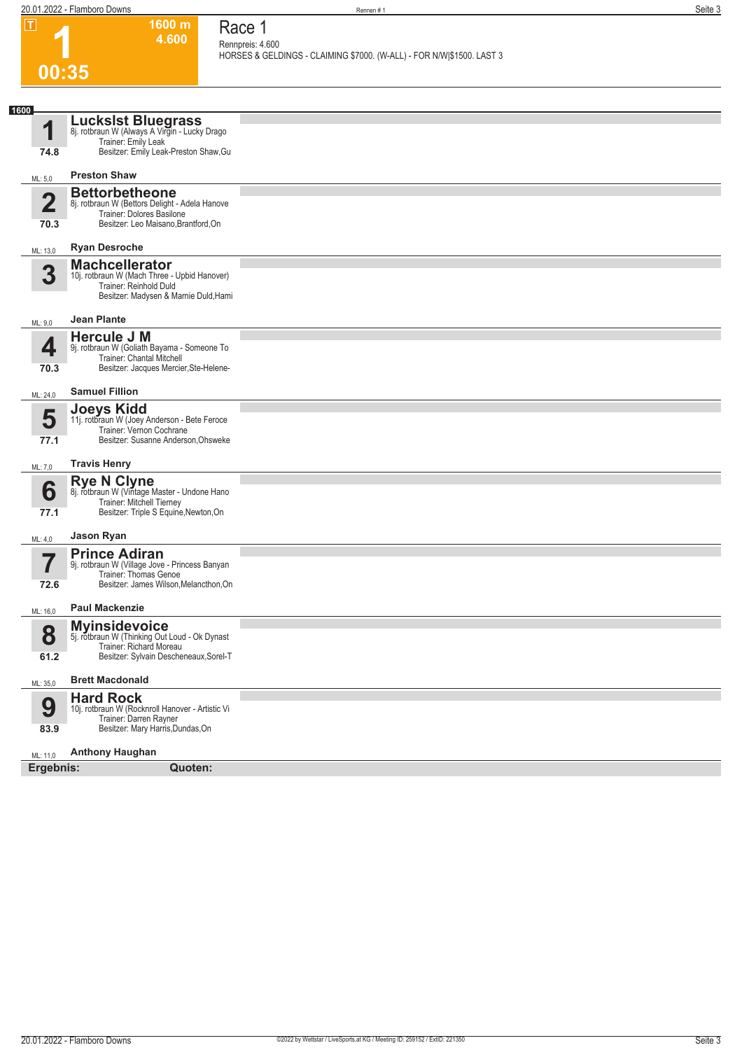**T**

# 1

**1600 m**
**4.600**

**00:35**

## Race 1

Rennpreis: 4.600
HORSES & GELDINGS - CLAIMING $7000. (W-ALL) - FOR N/W|$1500. LAST 3

**1600**

### 1 Luckslst Bluegrass
8j. rotbraun W (Always A Virgin - Lucky Drago
Trainer: Emily Leak
Besitzer: Emily Leak-Preston Shaw,Gu
**74.8**
ML: 5,0
**Preston Shaw**

### 2 Bettorbetheone
8j. rotbraun W (Bettors Delight - Adela Hanove
Trainer: Dolores Basilone
Besitzer: Leo Maisano,Brantford,On
**70.3**
ML: 13,0
**Ryan Desroche**

### 3 Machcellerator
10j. rotbraun W (Mach Three - Upbid Hanover)
Trainer: Reinhold Duld
Besitzer: Madysen & Marnie Duld,Hami
ML: 9,0
**Jean Plante**

### 4 Hercule J M
9j. rotbraun W (Goliath Bayama - Someone To
Trainer: Chantal Mitchell
Besitzer: Jacques Mercier,Ste-Helene-
**70.3**
ML: 24,0
**Samuel Fillion**

### 5 Joeys Kidd
11j. rotbraun W (Joey Anderson - Bete Feroce
Trainer: Vernon Cochrane
Besitzer: Susanne Anderson,Ohsweke
**77.1**
ML: 7,0
**Travis Henry**

### 6 Rye N Clyne
8j. rotbraun W (Vintage Master - Undone Hano
Trainer: Mitchell Tierney
Besitzer: Triple S Equine,Newton,On
**77.1**
ML: 4,0
**Jason Ryan**

### 7 Prince Adiran
9j. rotbraun W (Village Jove - Princess Banyan
Trainer: Thomas Genoe
Besitzer: James Wilson,Melancthon,On
**72.6**
ML: 16,0
**Paul Mackenzie**

### 8 Myinsidevoice
5j. rotbraun W (Thinking Out Loud - Ok Dynast
Trainer: Richard Moreau
Besitzer: Sylvain Descheneaux,Sorel-T
**61.2**
ML: 35,0
**Brett Macdonald**

### 9 Hard Rock
10j. rotbraun W (Rocknroll Hanover - Artistic Vi
Trainer: Darren Rayner
Besitzer: Mary Harris,Dundas,On
**83.9**
ML: 11,0
**Anthony Haughan**

**Ergebnis:** **Quoten:**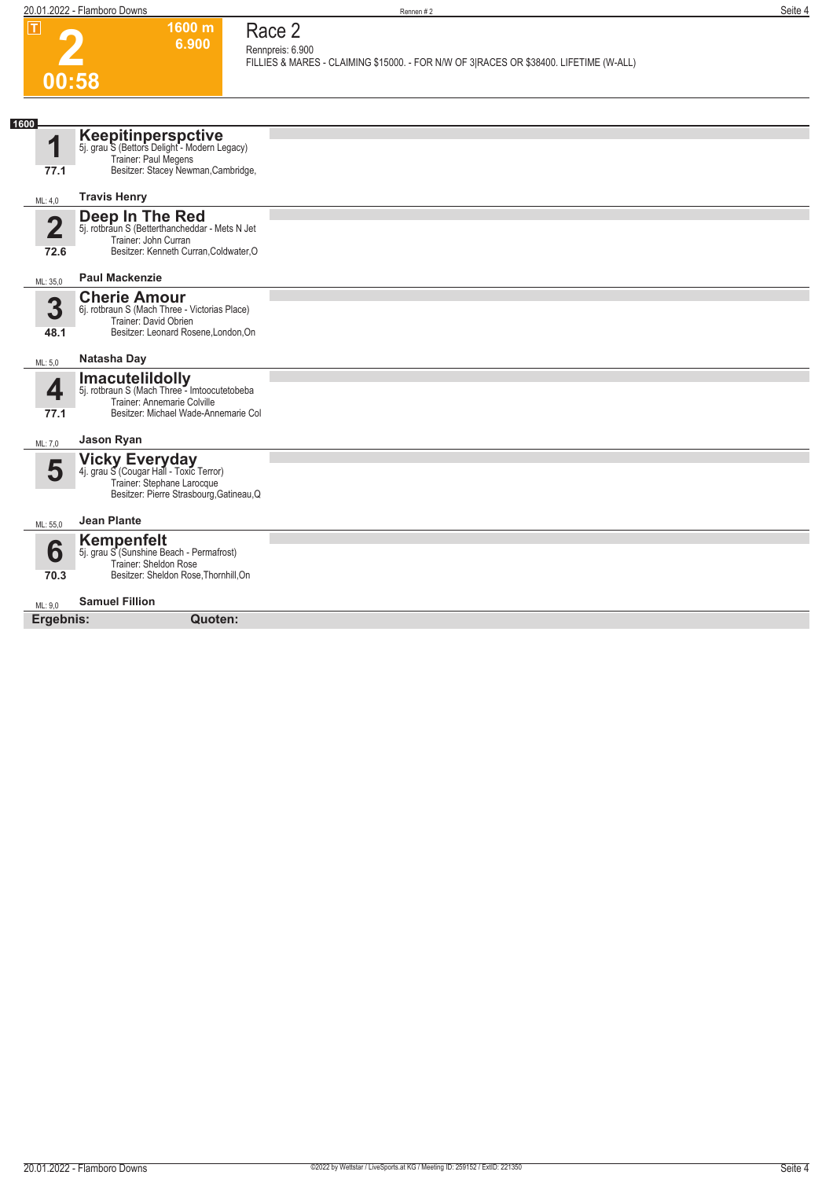# 2

**00:58**

**1600 m**
**6.900**

## Race 2

Rennpreis: 6.900

FILLIES & MARES - CLAIMING $15000. - FOR N/W OF 3|RACES OR $38400. LIFETIME (W-ALL)

**1600**

| Nr. | Pferd / Fahrer | Details |
|---|---|---|
| **1** (77.1) ML: 4,0 | **Keepitinperspctive** / Travis Henry | 5j. grau S (Bettors Delight - Modern Legacy) Trainer: Paul Megens Besitzer: Stacey Newman,Cambridge, |
| **2** (72.6) ML: 35,0 | **Deep In The Red** / Paul Mackenzie | 5j. rotbraun S (Betterthancheddar - Mets N Jet Trainer: John Curran Besitzer: Kenneth Curran,Coldwater,O |
| **3** (48.1) ML: 5,0 | **Cherie Amour** / Natasha Day | 6j. rotbraun S (Mach Three - Victorias Place) Trainer: David Obrien Besitzer: Leonard Rosene,London,On |
| **4** (77.1) ML: 7,0 | **Imacutelildolly** / Jason Ryan | 5j. rotbraun S (Mach Three - Imtoocutetobeba Trainer: Annemarie Colville Besitzer: Michael Wade-Annemarie Col |
| **5** ML: 55,0 | **Vicky Everyday** / Jean Plante | 4j. grau S (Cougar Hall - Toxic Terror) Trainer: Stephane Larocque Besitzer: Pierre Strasbourg,Gatineau,Q |
| **6** (70.3) ML: 9,0 | **Kempenfelt** / Samuel Fillion | 5j. grau S (Sunshine Beach - Permafrost) Trainer: Sheldon Rose Besitzer: Sheldon Rose,Thornhill,On |

**Ergebnis:** **Quoten:**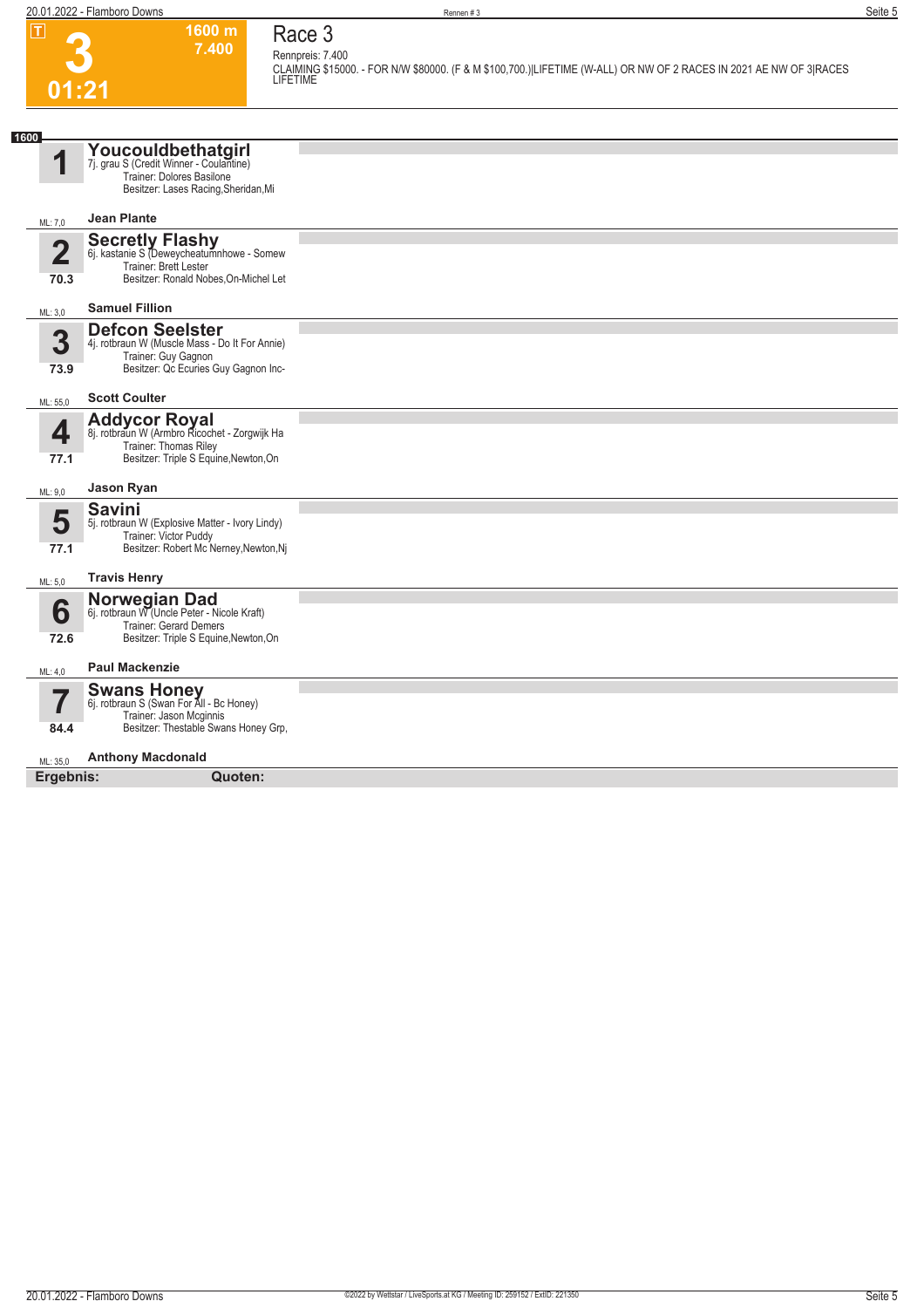# Race 3

**3** — 01:21 — T — 1600 m — 7.400

Rennpreis: 7.400

CLAIMING $15000. - FOR N/W $80000. (F & M $100,700.)|LIFETIME (W-ALL) OR NW OF 2 RACES IN 2021 AE NW OF 3|RACES LIFETIME

**1600**

**1** **Youcouldbethatgirl**
7j. grau S (Credit Winner - Coulantine)
Trainer: Dolores Basilone
Besitzer: Lases Racing,Sheridan,Mi
ML: 7,0 — **Jean Plante**

**2** **Secretly Flashy**
6j. kastanie S (Deweycheatumnhowe - Somew
Trainer: Brett Lester
Besitzer: Ronald Nobes,On-Michel Let
70.3
ML: 3,0 — **Samuel Fillion**

**3** **Defcon Seelster**
4j. rotbraun W (Muscle Mass - Do It For Annie)
Trainer: Guy Gagnon
Besitzer: Qc Ecuries Guy Gagnon Inc-
73.9
ML: 55,0 — **Scott Coulter**

**4** **Addycor Royal**
8j. rotbraun W (Armbro Ricochet - Zorgwijk Ha
Trainer: Thomas Riley
Besitzer: Triple S Equine,Newton,On
77.1
ML: 9,0 — **Jason Ryan**

**5** **Savini**
5j. rotbraun W (Explosive Matter - Ivory Lindy)
Trainer: Victor Puddy
Besitzer: Robert Mc Nerney,Newton,Nj
77.1
ML: 5,0 — **Travis Henry**

**6** **Norwegian Dad**
6j. rotbraun W (Uncle Peter - Nicole Kraft)
Trainer: Gerard Demers
Besitzer: Triple S Equine,Newton,On
72.6
ML: 4,0 — **Paul Mackenzie**

**7** **Swans Honey**
6j. rotbraun S (Swan For All - Bc Honey)
Trainer: Jason Mcginnis
Besitzer: Thestable Swans Honey Grp,
84.4
ML: 35,0 — **Anthony Macdonald**

**Ergebnis:** **Quoten:**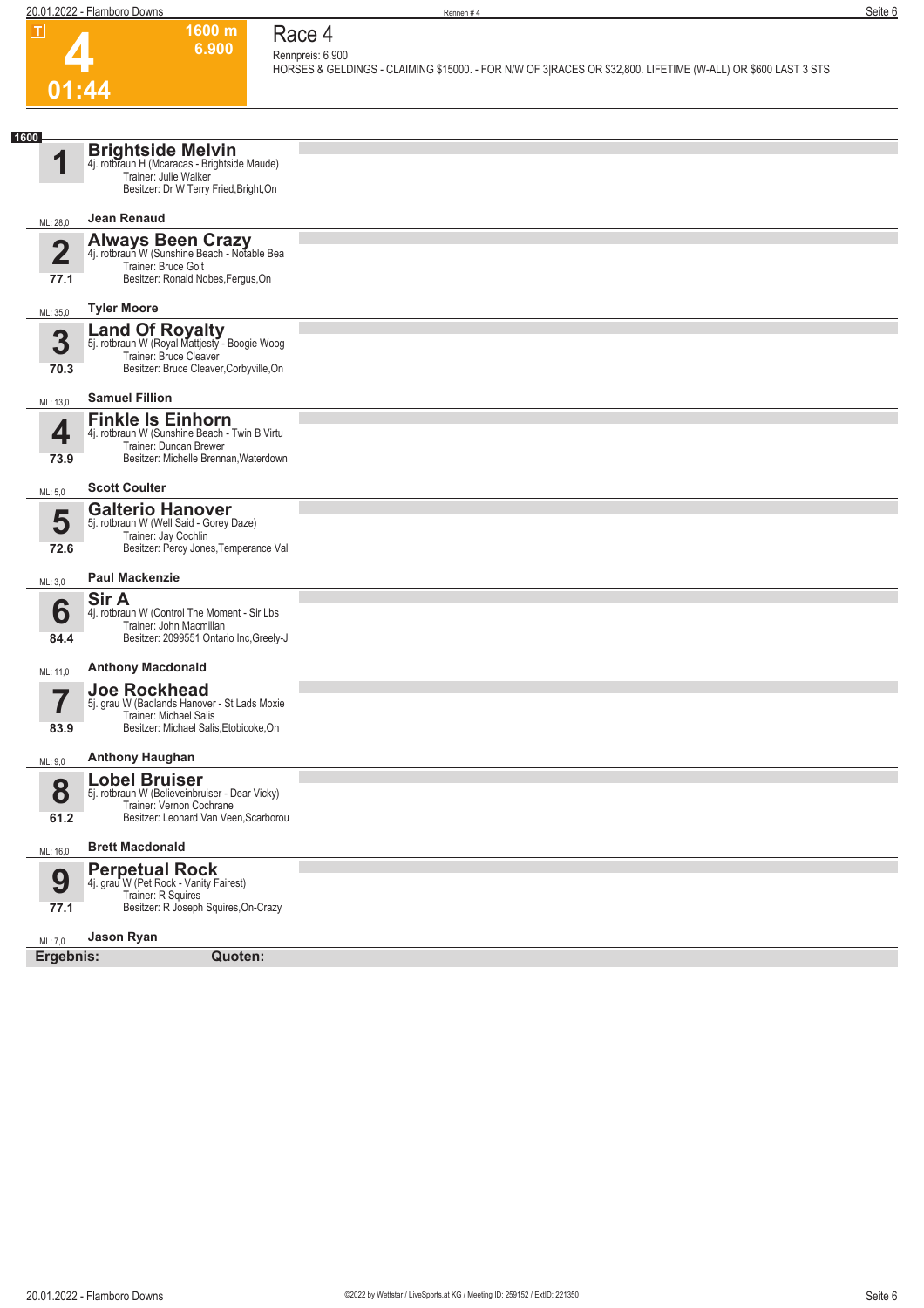# Race 4

**4** — 01:44 — 1600 m — 6.900

Rennpreis: 6.900

HORSES & GELDINGS - CLAIMING $15000. - FOR N/W OF 3|RACES OR $32,800. LIFETIME (W-ALL) OR $600 LAST 3 STS

**1600**

**1 Brightside Melvin**
4j. rotbraun H (Mcaracas - Brightside Maude)
Trainer: Julie Walker
Besitzer: Dr W Terry Fried,Bright,On
ML: 28,0 — **Jean Renaud**

**2 Always Been Crazy** — 77.1
4j. rotbraun W (Sunshine Beach - Notable Bea
Trainer: Bruce Goit
Besitzer: Ronald Nobes,Fergus,On
ML: 35,0 — **Tyler Moore**

**3 Land Of Royalty** — 70.3
5j. rotbraun W (Royal Mattjesty - Boogie Woog
Trainer: Bruce Cleaver
Besitzer: Bruce Cleaver,Corbyville,On
ML: 13,0 — **Samuel Fillion**

**4 Finkle Is Einhorn** — 73.9
4j. rotbraun W (Sunshine Beach - Twin B Virtu
Trainer: Duncan Brewer
Besitzer: Michelle Brennan,Waterdown
ML: 5,0 — **Scott Coulter**

**5 Galterio Hanover** — 72.6
5j. rotbraun W (Well Said - Gorey Daze)
Trainer: Jay Cochlin
Besitzer: Percy Jones,Temperance Val
ML: 3,0 — **Paul Mackenzie**

**6 Sir A** — 84.4
4j. rotbraun W (Control The Moment - Sir Lbs
Trainer: John Macmillan
Besitzer: 2099551 Ontario Inc,Greely-J
ML: 11,0 — **Anthony Macdonald**

**7 Joe Rockhead** — 83.9
5j. grau W (Badlands Hanover - St Lads Moxie
Trainer: Michael Salis
Besitzer: Michael Salis,Etobicoke,On
ML: 9,0 — **Anthony Haughan**

**8 Lobel Bruiser** — 61.2
5j. rotbraun W (Believeinbruiser - Dear Vicky)
Trainer: Vernon Cochrane
Besitzer: Leonard Van Veen,Scarborou
ML: 16,0 — **Brett Macdonald**

**9 Perpetual Rock** — 77.1
4j. grau W (Pet Rock - Vanity Fairest)
Trainer: R Squires
Besitzer: R Joseph Squires,On-Crazy
ML: 7,0 — **Jason Ryan**

**Ergebnis:** **Quoten:**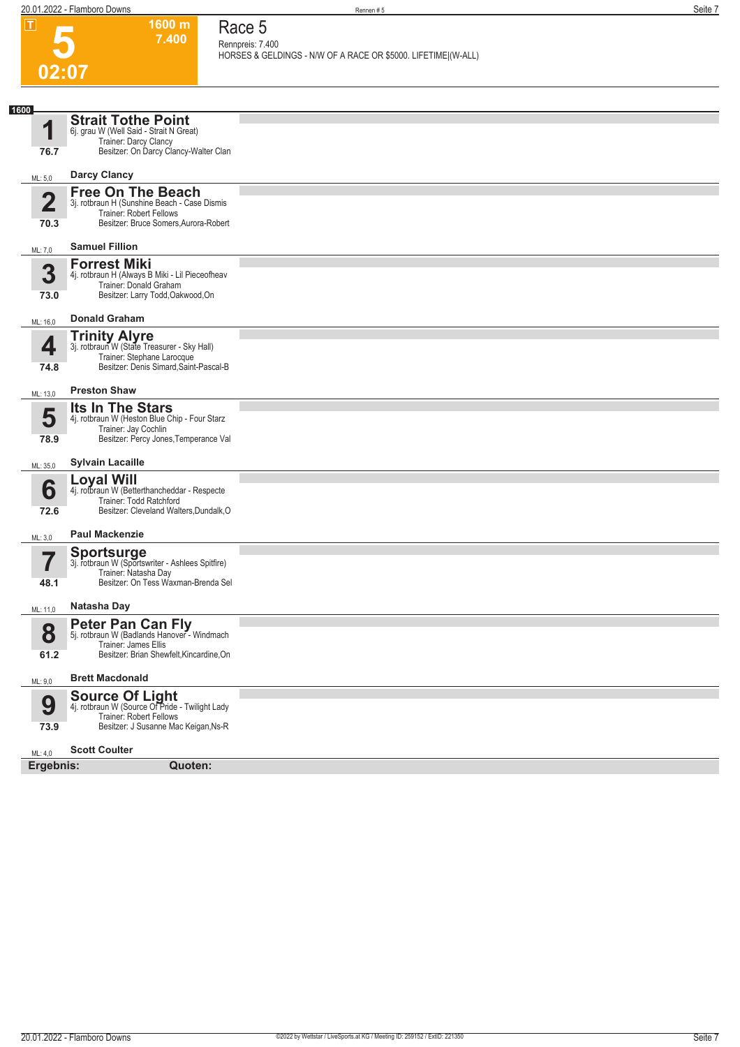# Race 5

**5** — 02:07 — 1600 m — 7.400

Rennpreis: 7.400
HORSES & GELDINGS - N/W OF A RACE OR $5000. LIFETIME|(W-ALL)

**1600**

**1** — **Strait Tothe Point**
6j. grau W (Well Said - Strait N Great)
Trainer: Darcy Clancy
Besitzer: On Darcy Clancy-Walter Clan
76.7
ML: 5,0 — **Darcy Clancy**

**2** — **Free On The Beach**
3j. rotbraun H (Sunshine Beach - Case Dismis
Trainer: Robert Fellows
Besitzer: Bruce Somers,Aurora-Robert
70.3
ML: 7,0 — **Samuel Fillion**

**3** — **Forrest Miki**
4j. rotbraun H (Always B Miki - Lil Pieceofheav
Trainer: Donald Graham
Besitzer: Larry Todd,Oakwood,On
73.0
ML: 16,0 — **Donald Graham**

**4** — **Trinity Alyre**
3j. rotbraun W (State Treasurer - Sky Hall)
Trainer: Stephane Larocque
Besitzer: Denis Simard,Saint-Pascal-B
74.8
ML: 13,0 — **Preston Shaw**

**5** — **Its In The Stars**
4j. rotbraun W (Heston Blue Chip - Four Starz
Trainer: Jay Cochlin
Besitzer: Percy Jones,Temperance Val
78.9
ML: 35,0 — **Sylvain Lacaille**

**6** — **Loyal Will**
4j. rotbraun W (Betterthancheddar - Respecte
Trainer: Todd Ratchford
Besitzer: Cleveland Walters,Dundalk,O
72.6
ML: 3,0 — **Paul Mackenzie**

**7** — **Sportsurge**
3j. rotbraun W (Sportswriter - Ashlees Spitfire)
Trainer: Natasha Day
Besitzer: On Tess Waxman-Brenda Sel
48.1
ML: 11,0 — **Natasha Day**

**8** — **Peter Pan Can Fly**
5j. rotbraun W (Badlands Hanover - Windmach
Trainer: James Ellis
Besitzer: Brian Shewfelt,Kincardine,On
61.2
ML: 9,0 — **Brett Macdonald**

**9** — **Source Of Light**
4j. rotbraun W (Source Of Pride - Twilight Lady
Trainer: Robert Fellows
Besitzer: J Susanne Mac Keigan,Ns-R
73.9
ML: 4,0 — **Scott Coulter**

**Ergebnis:** **Quoten:**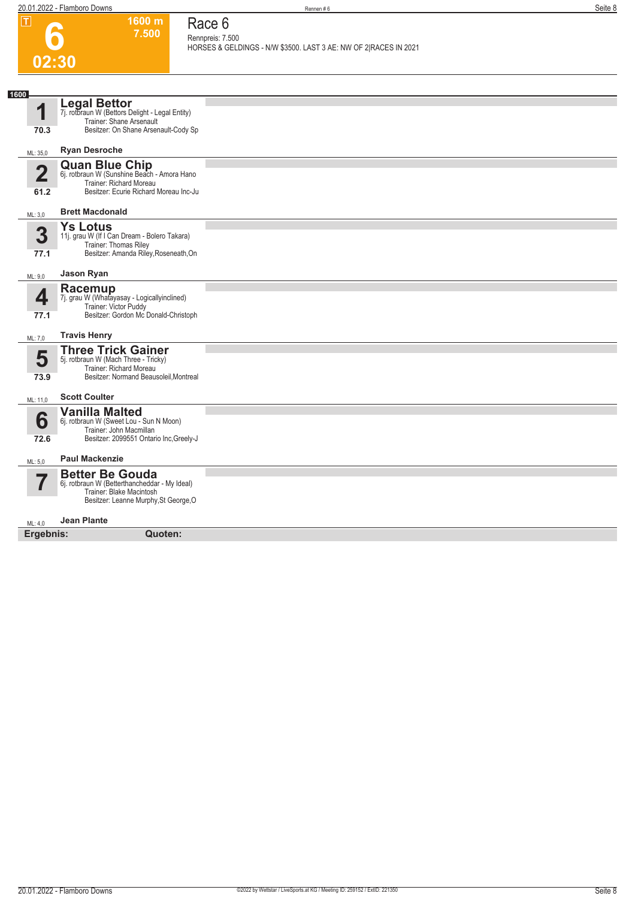# 6

**1600 m**
**7.500**

**02:30**

## Race 6

Rennpreis: 7.500

HORSES & GELDINGS - N/W $3500. LAST 3 AE: NW OF 2|RACES IN 2021

**1600**

### 1 Legal Bettor
7j. rotbraun W (Bettors Delight - Legal Entity)
Trainer: Shane Arsenault
Besitzer: On Shane Arsenault-Cody Sp
70.3
ML: 35,0 — **Ryan Desroche**

### 2 Quan Blue Chip
6j. rotbraun W (Sunshine Beach - Amora Hano
Trainer: Richard Moreau
Besitzer: Ecurie Richard Moreau Inc-Ju
61.2
ML: 3,0 — **Brett Macdonald**

### 3 Ys Lotus
11j. grau W (If I Can Dream - Bolero Takara)
Trainer: Thomas Riley
Besitzer: Amanda Riley,Roseneath,On
77.1
ML: 9,0 — **Jason Ryan**

### 4 Racemup
7j. grau W (Whatayasay - Logicallyinclined)
Trainer: Victor Puddy
Besitzer: Gordon Mc Donald-Christoph
77.1
ML: 7,0 — **Travis Henry**

### 5 Three Trick Gainer
5j. rotbraun W (Mach Three - Tricky)
Trainer: Richard Moreau
Besitzer: Normand Beausoleil,Montreal
73.9
ML: 11,0 — **Scott Coulter**

### 6 Vanilla Malted
6j. rotbraun W (Sweet Lou - Sun N Moon)
Trainer: John Macmillan
Besitzer: 2099551 Ontario Inc,Greely-J
72.6
ML: 5,0 — **Paul Mackenzie**

### 7 Better Be Gouda
6j. rotbraun W (Betterthancheddar - My Ideal)
Trainer: Blake Macintosh
Besitzer: Leanne Murphy,St George,O
ML: 4,0 — **Jean Plante**

**Ergebnis:** **Quoten:**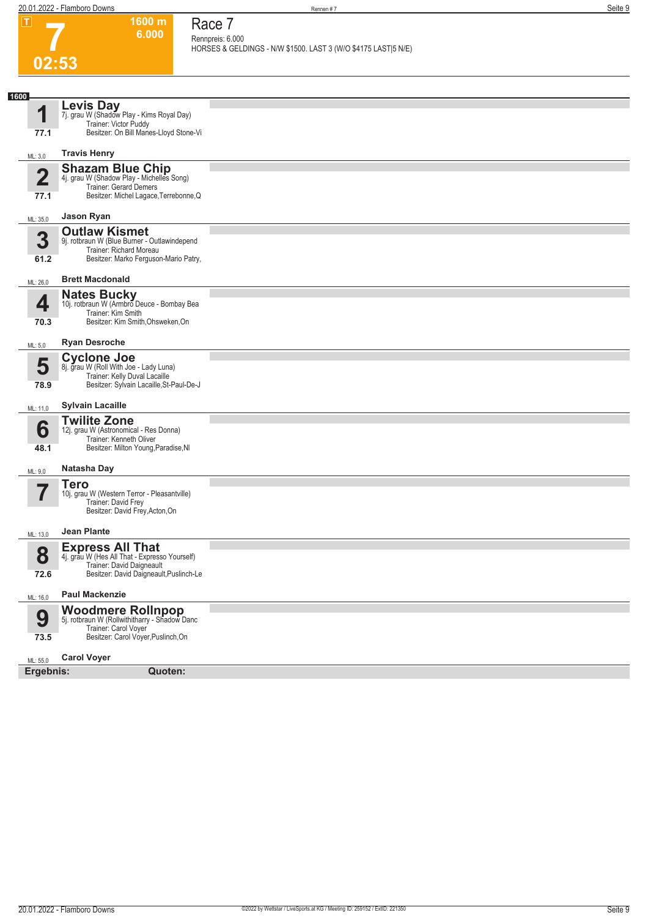**7** | **1600 m** | **6.000**

**02:53**

# Race 7

Rennpreis: 6.000

HORSES & GELDINGS - N/W $1500. LAST 3 (W/O $4175 LAST|5 N/E)

**1600**

| Nr. | Pferd | Fahrer |
|---|---|---|
| **1** (77.1, ML: 3,0) | **Levis Day** 7j. grau W (Shadow Play - Kims Royal Day) Trainer: Victor Puddy Besitzer: On Bill Manes-Lloyd Stone-Vi | **Travis Henry** |
| **2** (77.1, ML: 35,0) | **Shazam Blue Chip** 4j. grau W (Shadow Play - Michelles Song) Trainer: Gerard Demers Besitzer: Michel Lagace,Terrebonne,Q | **Jason Ryan** |
| **3** (61.2, ML: 26,0) | **Outlaw Kismet** 9j. rotbraun W (Blue Burner - Outlawindepend Trainer: Richard Moreau Besitzer: Marko Ferguson-Mario Patry, | **Brett Macdonald** |
| **4** (70.3, ML: 5,0) | **Nates Bucky** 10j. rotbraun W (Armbro Deuce - Bombay Bea Trainer: Kim Smith Besitzer: Kim Smith,Ohsweken,On | **Ryan Desroche** |
| **5** (78.9, ML: 11,0) | **Cyclone Joe** 8j. grau W (Roll With Joe - Lady Luna) Trainer: Kelly Duval Lacaille Besitzer: Sylvain Lacaille,St-Paul-De-J | **Sylvain Lacaille** |
| **6** (48.1, ML: 9,0) | **Twilite Zone** 12j. grau W (Astronomical - Res Donna) Trainer: Kenneth Oliver Besitzer: Milton Young,Paradise,Nl | **Natasha Day** |
| **7** (ML: 13,0) | **Tero** 10j. grau W (Western Terror - Pleasantville) Trainer: David Frey Besitzer: David Frey,Acton,On | **Jean Plante** |
| **8** (72.6, ML: 16,0) | **Express All That** 4j. grau W (Hes All That - Expresso Yourself) Trainer: David Daigneault Besitzer: David Daigneault,Puslinch-Le | **Paul Mackenzie** |
| **9** (73.5, ML: 55,0) | **Woodmere Rollnpop** 5j. rotbraun W (Rollwithitharry - Shadow Danc Trainer: Carol Voyer Besitzer: Carol Voyer,Puslinch,On | **Carol Voyer** |

**Ergebnis:** **Quoten:**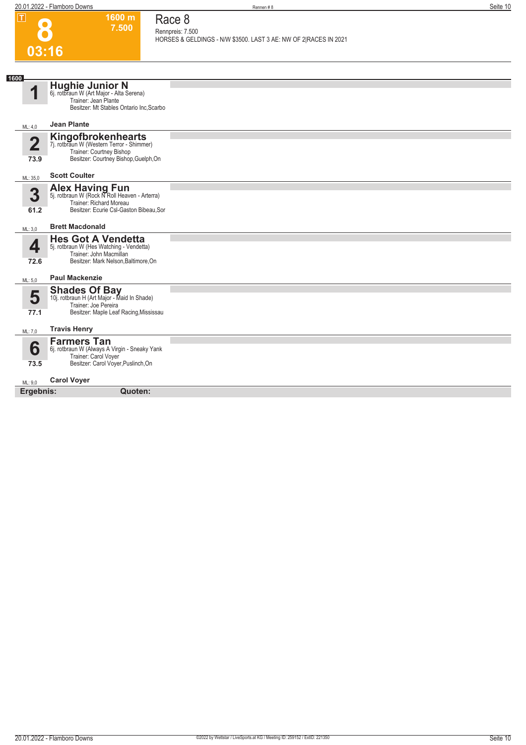**8** | **1600 m** | **7.500**

**03:16**

# Race 8

Rennpreis: 7.500

HORSES & GELDINGS - N/W $3500. LAST 3 AE: NW OF 2|RACES IN 2021

**1600**

**1** — **Hughie Junior N**
6j. rotbraun W (Art Major - Alta Serena)
Trainer: Jean Plante
Besitzer: Mt Stables Ontario Inc,Scarbo
ML: 4,0 — **Jean Plante**

**2** (73.9) — **Kingofbrokenhearts**
7j. rotbraun W (Western Terror - Shimmer)
Trainer: Courtney Bishop
Besitzer: Courtney Bishop,Guelph,On
ML: 35,0 — **Scott Coulter**

**3** (61.2) — **Alex Having Fun**
5j. rotbraun W (Rock N Roll Heaven - Arterra)
Trainer: Richard Moreau
Besitzer: Ecurie Csl-Gaston Bibeau,Sor
ML: 3,0 — **Brett Macdonald**

**4** (72.6) — **Hes Got A Vendetta**
5j. rotbraun W (Hes Watching - Vendetta)
Trainer: John Macmillan
Besitzer: Mark Nelson,Baltimore,On
ML: 5,0 — **Paul Mackenzie**

**5** (77.1) — **Shades Of Bay**
10j. rotbraun H (Art Major - Maid In Shade)
Trainer: Joe Pereira
Besitzer: Maple Leaf Racing,Mississau
ML: 7,0 — **Travis Henry**

**6** (73.5) — **Farmers Tan**
6j. rotbraun W (Always A Virgin - Sneaky Yank
Trainer: Carol Voyer
Besitzer: Carol Voyer,Puslinch,On
ML: 9,0 — **Carol Voyer**

**Ergebnis:** **Quoten:**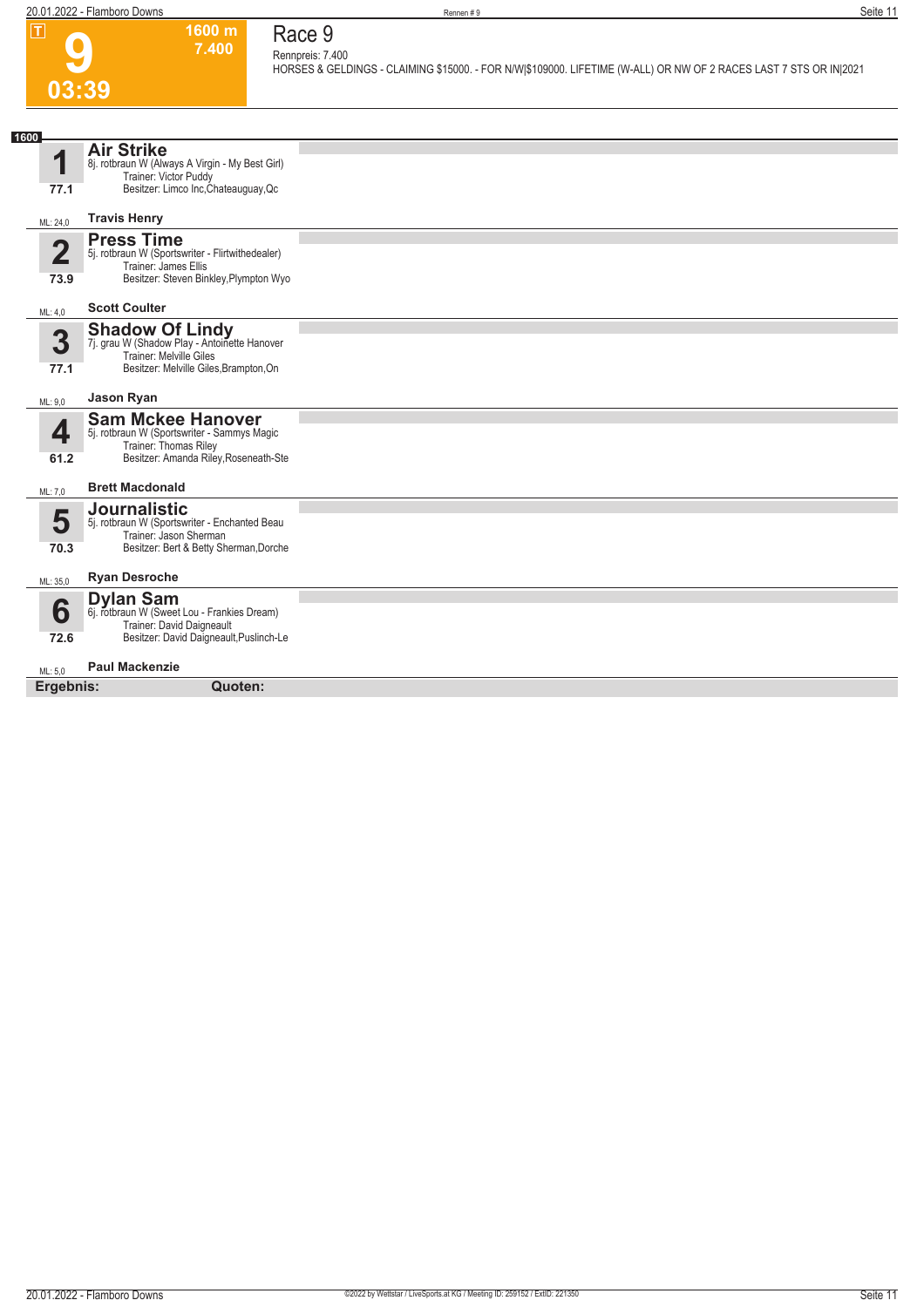# 9

**1600 m**
**7.400**

**03:39**

## Race 9

Rennpreis: 7.400

HORSES & GELDINGS - CLAIMING $15000. - FOR N/W|$109000. LIFETIME (W-ALL) OR NW OF 2 RACES LAST 7 STS OR IN|2021

**1600**

### 1 Air Strike
8j. rotbraun W (Always A Virgin - My Best Girl)
Trainer: Victor Puddy
Besitzer: Limco Inc,Chateauguay,Qc
77.1
ML: 24,0
**Travis Henry**

### 2 Press Time
5j. rotbraun W (Sportswriter - Flirtwithedealer)
Trainer: James Ellis
Besitzer: Steven Binkley,Plympton Wyo
73.9
ML: 4,0
**Scott Coulter**

### 3 Shadow Of Lindy
7j. grau W (Shadow Play - Antoinette Hanover
Trainer: Melville Giles
Besitzer: Melville Giles,Brampton,On
77.1
ML: 9,0
**Jason Ryan**

### 4 Sam Mckee Hanover
5j. rotbraun W (Sportswriter - Sammys Magic
Trainer: Thomas Riley
Besitzer: Amanda Riley,Roseneath-Ste
61.2
ML: 7,0
**Brett Macdonald**

### 5 Journalistic
5j. rotbraun W (Sportswriter - Enchanted Beau
Trainer: Jason Sherman
Besitzer: Bert & Betty Sherman,Dorche
70.3
ML: 35,0
**Ryan Desroche**

### 6 Dylan Sam
6j. rotbraun W (Sweet Lou - Frankies Dream)
Trainer: David Daigneault
Besitzer: David Daigneault,Puslinch-Le
72.6
ML: 5,0
**Paul Mackenzie**

**Ergebnis:** **Quoten:**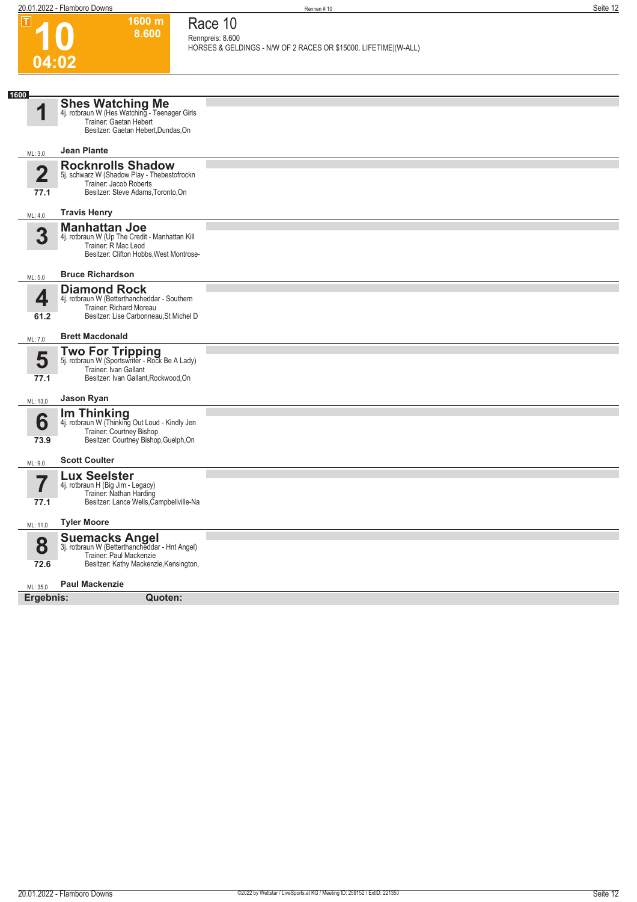# 10

**T**

**04:02**

**1600 m**
**8.600**

## Race 10

Rennpreis: 8.600
HORSES & GELDINGS - N/W OF 2 RACES OR $15000. LIFETIME|(W-ALL)

**1600**

**1** **Shes Watching Me**
4j. rotbraun W (Hes Watching - Teenager Girls
Trainer: Gaetan Hebert
Besitzer: Gaetan Hebert,Dundas,On
ML: 3,0 **Jean Plante**

**2** **Rocknrolls Shadow**
77.1
5j. schwarz W (Shadow Play - Thebestofrockn
Trainer: Jacob Roberts
Besitzer: Steve Adams,Toronto,On
ML: 4,0 **Travis Henry**

**3** **Manhattan Joe**
4j. rotbraun W (Up The Credit - Manhattan Kill
Trainer: R Mac Leod
Besitzer: Clifton Hobbs,West Montrose-
ML: 5,0 **Bruce Richardson**

**4** **Diamond Rock**
61.2
4j. rotbraun W (Betterthancheddar - Southern
Trainer: Richard Moreau
Besitzer: Lise Carbonneau,St Michel D
ML: 7,0 **Brett Macdonald**

**5** **Two For Tripping**
77.1
5j. rotbraun W (Sportswriter - Rock Be A Lady)
Trainer: Ivan Gallant
Besitzer: Ivan Gallant,Rockwood,On
ML: 13,0 **Jason Ryan**

**6** **Im Thinking**
73.9
4j. rotbraun W (Thinking Out Loud - Kindly Jen
Trainer: Courtney Bishop
Besitzer: Courtney Bishop,Guelph,On
ML: 9,0 **Scott Coulter**

**7** **Lux Seelster**
77.1
4j. rotbraun H (Big Jim - Legacy)
Trainer: Nathan Harding
Besitzer: Lance Wells,Campbellville-Na
ML: 11,0 **Tyler Moore**

**8** **Suemacks Angel**
72.6
3j. rotbraun W (Betterthancheddar - Hnt Angel)
Trainer: Paul Mackenzie
Besitzer: Kathy Mackenzie,Kensington,
ML: 35,0 **Paul Mackenzie**

**Ergebnis:** **Quoten:**